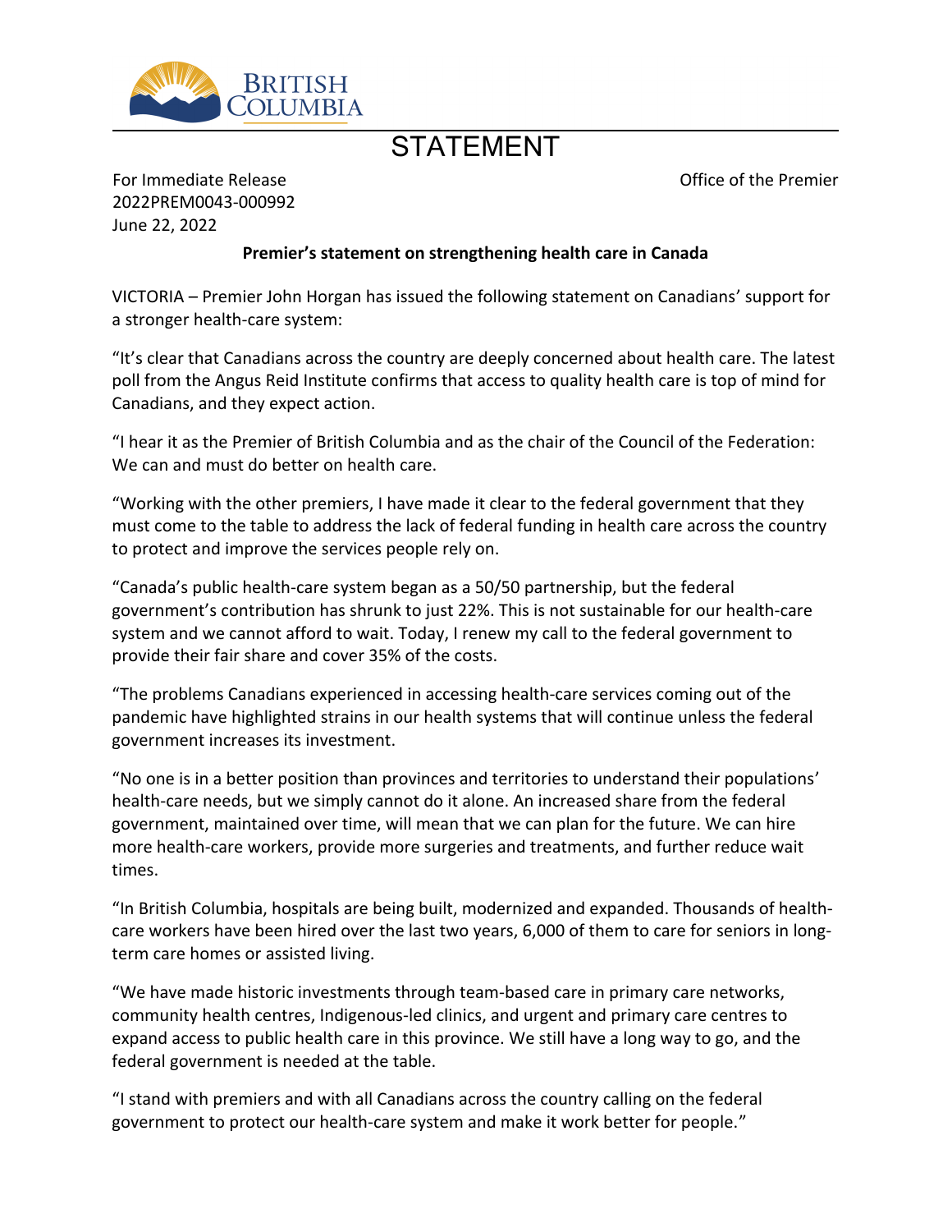BRITISH COLUMBIA

# STATEMENT

For Immediate Release
2022PREM0043-000992
June 22, 2022

Office of the Premier

**Premier's statement on strengthening health care in Canada**

VICTORIA – Premier John Horgan has issued the following statement on Canadians' support for a stronger health-care system:

"It's clear that Canadians across the country are deeply concerned about health care. The latest poll from the Angus Reid Institute confirms that access to quality health care is top of mind for Canadians, and they expect action.

"I hear it as the Premier of British Columbia and as the chair of the Council of the Federation: We can and must do better on health care.

"Working with the other premiers, I have made it clear to the federal government that they must come to the table to address the lack of federal funding in health care across the country to protect and improve the services people rely on.

"Canada's public health-care system began as a 50/50 partnership, but the federal government's contribution has shrunk to just 22%. This is not sustainable for our health-care system and we cannot afford to wait. Today, I renew my call to the federal government to provide their fair share and cover 35% of the costs.

"The problems Canadians experienced in accessing health-care services coming out of the pandemic have highlighted strains in our health systems that will continue unless the federal government increases its investment.

"No one is in a better position than provinces and territories to understand their populations' health-care needs, but we simply cannot do it alone. An increased share from the federal government, maintained over time, will mean that we can plan for the future. We can hire more health-care workers, provide more surgeries and treatments, and further reduce wait times.

"In British Columbia, hospitals are being built, modernized and expanded. Thousands of health-care workers have been hired over the last two years, 6,000 of them to care for seniors in long-term care homes or assisted living.

"We have made historic investments through team-based care in primary care networks, community health centres, Indigenous-led clinics, and urgent and primary care centres to expand access to public health care in this province. We still have a long way to go, and the federal government is needed at the table.

"I stand with premiers and with all Canadians across the country calling on the federal government to protect our health-care system and make it work better for people."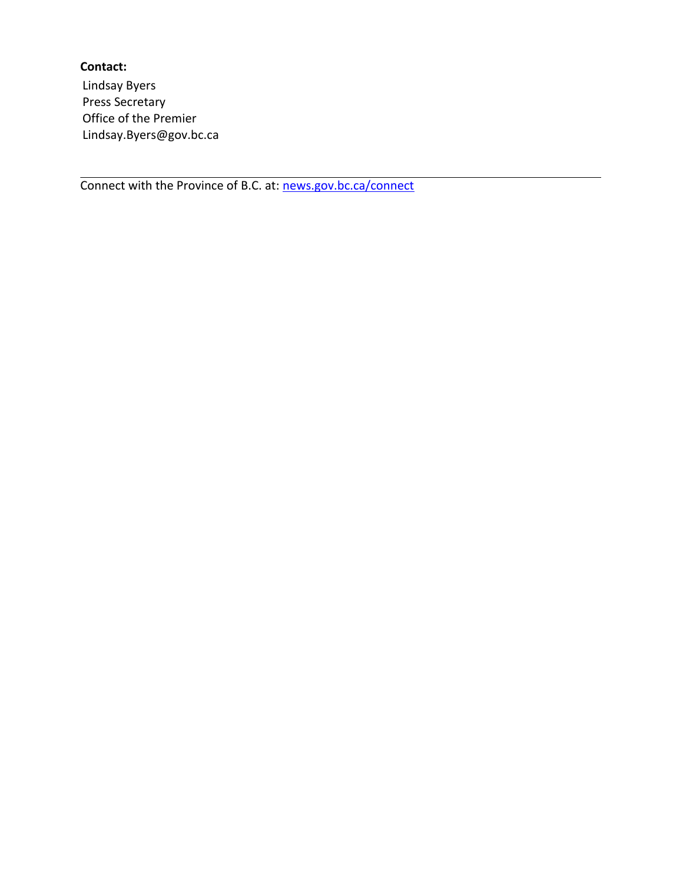**Contact:**

Lindsay Byers
Press Secretary
Office of the Premier
Lindsay.Byers@gov.bc.ca

---

Connect with the Province of B.C. at: [news.gov.bc.ca/connect](news.gov.bc.ca/connect)